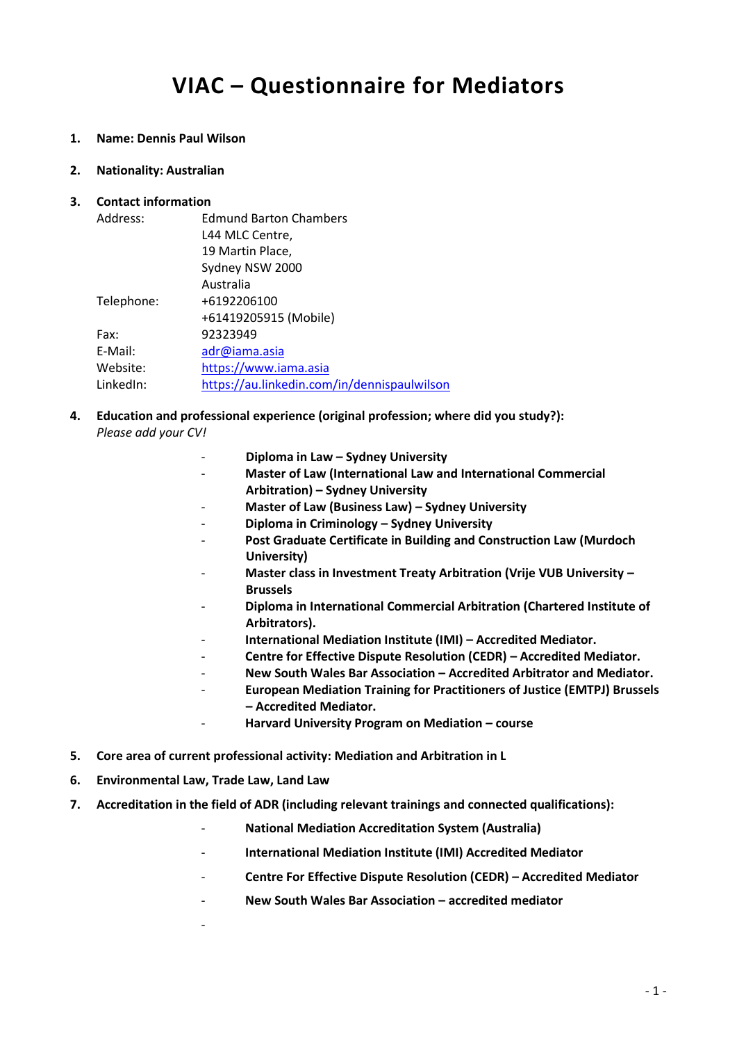# VIAC – Questionnaire for Mediators

1. **Name: Dennis Paul Wilson**

2. **Nationality: Australian**

3. **Contact information**

   | | |
   |---|---|
   | Address: | Edmund Barton Chambers<br>L44 MLC Centre,<br>19 Martin Place,<br>Sydney NSW 2000<br>Australia |
   | Telephone: | +6192206100<br>+61419205915 (Mobile) |
   | Fax: | 92323949 |
   | E-Mail: | adr@iama.asia |
   | Website: | https://www.iama.asia |
   | LinkedIn: | https://au.linkedin.com/in/dennispaulwilson |

4. **Education and professional experience (original profession; where did you study?):**
   *Please add your CV!*

   - **Diploma in Law – Sydney University**
   - **Master of Law (International Law and International Commercial Arbitration) – Sydney University**
   - **Master of Law (Business Law) – Sydney University**
   - **Diploma in Criminology – Sydney University**
   - **Post Graduate Certificate in Building and Construction Law (Murdoch University)**
   - **Master class in Investment Treaty Arbitration (Vrije VUB University – Brussels**
   - **Diploma in International Commercial Arbitration (Chartered Institute of Arbitrators).**
   - **International Mediation Institute (IMI) – Accredited Mediator.**
   - **Centre for Effective Dispute Resolution (CEDR) – Accredited Mediator.**
   - **New South Wales Bar Association – Accredited Arbitrator and Mediator.**
   - **European Mediation Training for Practitioners of Justice (EMTPJ) Brussels – Accredited Mediator.**
   - **Harvard University Program on Mediation – course**

5. **Core area of current professional activity: Mediation and Arbitration in L**

6. **Environmental Law, Trade Law, Land Law**

7. **Accreditation in the field of ADR (including relevant trainings and connected qualifications):**

   - **National Mediation Accreditation System (Australia)**
   - **International Mediation Institute (IMI) Accredited Mediator**
   - **Centre For Effective Dispute Resolution (CEDR) – Accredited Mediator**
   - **New South Wales Bar Association – accredited mediator**
   -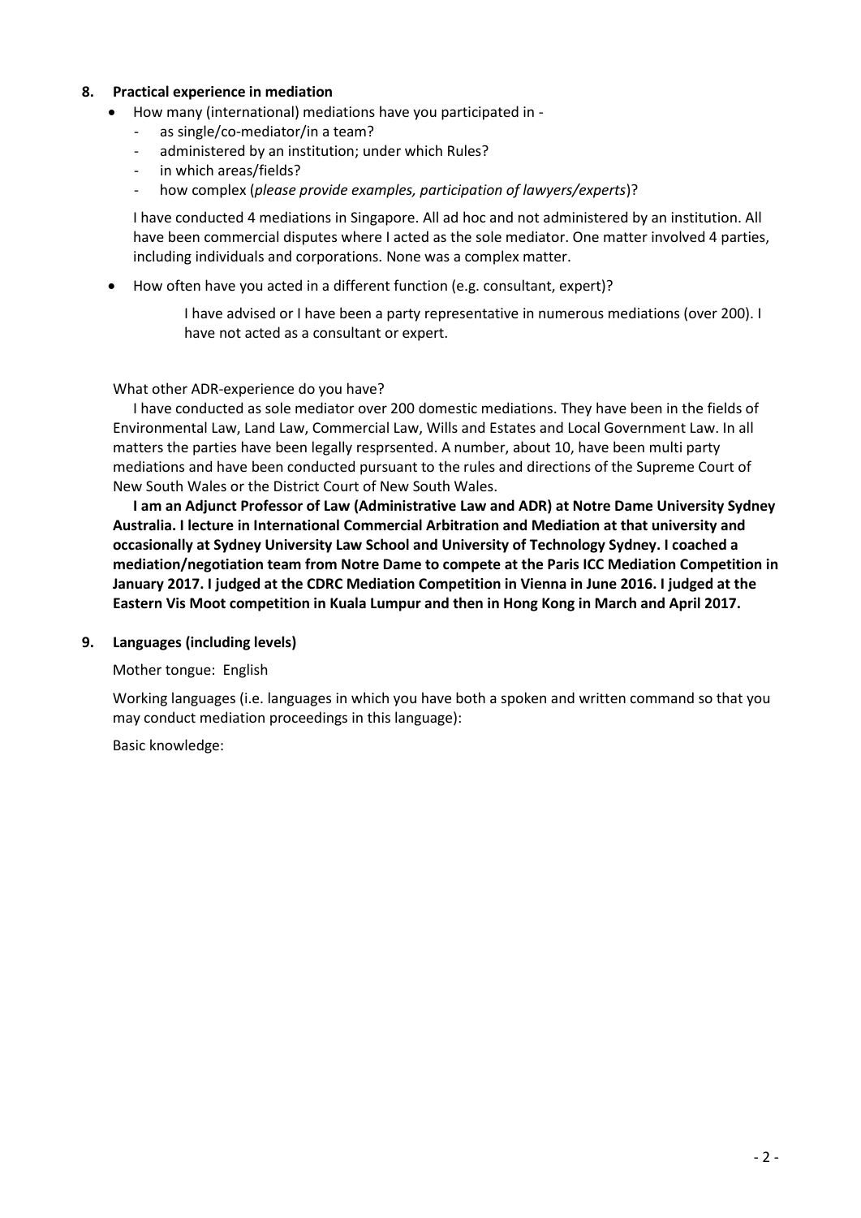**8. Practical experience in mediation**

- How many (international) mediations have you participated in -
  - as single/co-mediator/in a team?
  - administered by an institution; under which Rules?
  - in which areas/fields?
  - how complex (*please provide examples, participation of lawyers/experts*)?

  I have conducted 4 mediations in Singapore. All ad hoc and not administered by an institution. All have been commercial disputes where I acted as the sole mediator. One matter involved 4 parties, including individuals and corporations. None was a complex matter.

- How often have you acted in a different function (e.g. consultant, expert)?

  I have advised or I have been a party representative in numerous mediations (over 200). I have not acted as a consultant or expert.

What other ADR-experience do you have?

I have conducted as sole mediator over 200 domestic mediations. They have been in the fields of Environmental Law, Land Law, Commercial Law, Wills and Estates and Local Government Law. In all matters the parties have been legally resprsented. A number, about 10, have been multi party mediations and have been conducted pursuant to the rules and directions of the Supreme Court of New South Wales or the District Court of New South Wales.

**I am an Adjunct Professor of Law (Administrative Law and ADR) at Notre Dame University Sydney Australia. I lecture in International Commercial Arbitration and Mediation at that university and occasionally at Sydney University Law School and University of Technology Sydney. I coached a mediation/negotiation team from Notre Dame to compete at the Paris ICC Mediation Competition in January 2017. I judged at the CDRC Mediation Competition in Vienna in June 2016. I judged at the Eastern Vis Moot competition in Kuala Lumpur and then in Hong Kong in March and April 2017.**

**9. Languages (including levels)**

Mother tongue: English

Working languages (i.e. languages in which you have both a spoken and written command so that you may conduct mediation proceedings in this language):

Basic knowledge: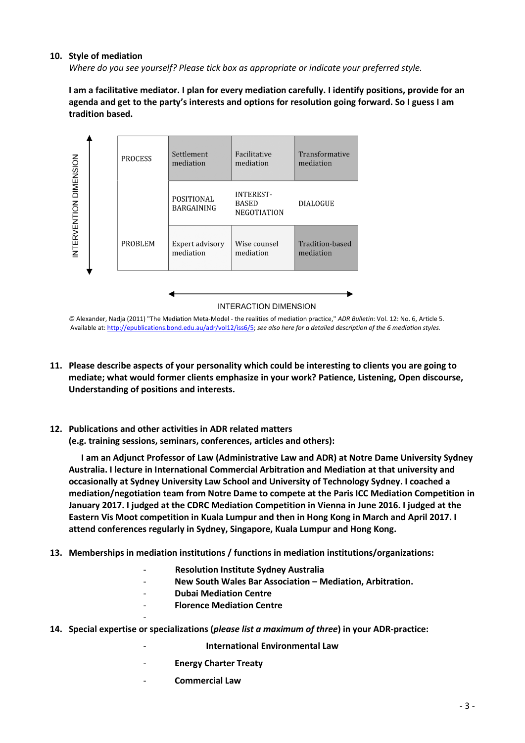10. **Style of mediation**

*Where do you see yourself? Please tick box as appropriate or indicate your preferred style.*

**I am a facilitative mediator. I plan for every mediation carefully. I identify positions, provide for an agenda and get to the party's interests and options for resolution going forward. So I guess I am tradition based.**

INTERVENTION DIMENSION

| | | | |
|---|---|---|---|
| PROCESS | Settlement mediation | Facilitative mediation | Transformative mediation |
| | POSITIONAL BARGAINING | INTEREST-BASED NEGOTIATION | DIALOGUE |
| PROBLEM | Expert advisory mediation | Wise counsel mediation | Tradition-based mediation |

INTERACTION DIMENSION

© Alexander, Nadja (2011) "The Mediation Meta-Model - the realities of mediation practice," *ADR Bulletin*: Vol. 12: No. 6, Article 5. Available at: http://epublications.bond.edu.au/adr/vol12/iss6/5; *see also here for a detailed description of the 6 mediation styles.*

11. **Please describe aspects of your personality which could be interesting to clients you are going to mediate; what would former clients emphasize in your work? Patience, Listening, Open discourse, Understanding of positions and interests.**

12. **Publications and other activities in ADR related matters (e.g. training sessions, seminars, conferences, articles and others):**

**I am an Adjunct Professor of Law (Administrative Law and ADR) at Notre Dame University Sydney Australia. I lecture in International Commercial Arbitration and Mediation at that university and occasionally at Sydney University Law School and University of Technology Sydney. I coached a mediation/negotiation team from Notre Dame to compete at the Paris ICC Mediation Competition in January 2017. I judged at the CDRC Mediation Competition in Vienna in June 2016. I judged at the Eastern Vis Moot competition in Kuala Lumpur and then in Hong Kong in March and April 2017. I attend conferences regularly in Sydney, Singapore, Kuala Lumpur and Hong Kong.**

13. **Memberships in mediation institutions / functions in mediation institutions/organizations:**

- **Resolution Institute Sydney Australia**
- **New South Wales Bar Association – Mediation, Arbitration.**
- **Dubai Mediation Centre**
- **Florence Mediation Centre**
-

14. **Special expertise or specializations (*please list a maximum of three*) in your ADR-practice:**

- **International Environmental Law**
- **Energy Charter Treaty**
- **Commercial Law**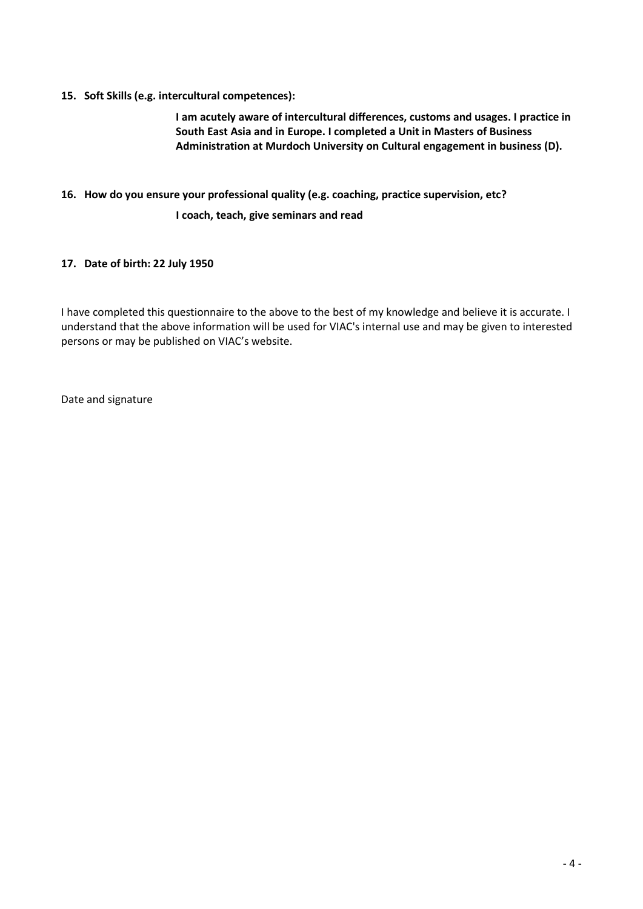**15. Soft Skills (e.g. intercultural competences):**

**I am acutely aware of intercultural differences, customs and usages. I practice in South East Asia and in Europe. I completed a Unit in Masters of Business Administration at Murdoch University on Cultural engagement in business (D).**

**16. How do you ensure your professional quality (e.g. coaching, practice supervision, etc?**

**I coach, teach, give seminars and read**

**17. Date of birth: 22 July 1950**

I have completed this questionnaire to the above to the best of my knowledge and believe it is accurate. I understand that the above information will be used for VIAC's internal use and may be given to interested persons or may be published on VIAC's website.

Date and signature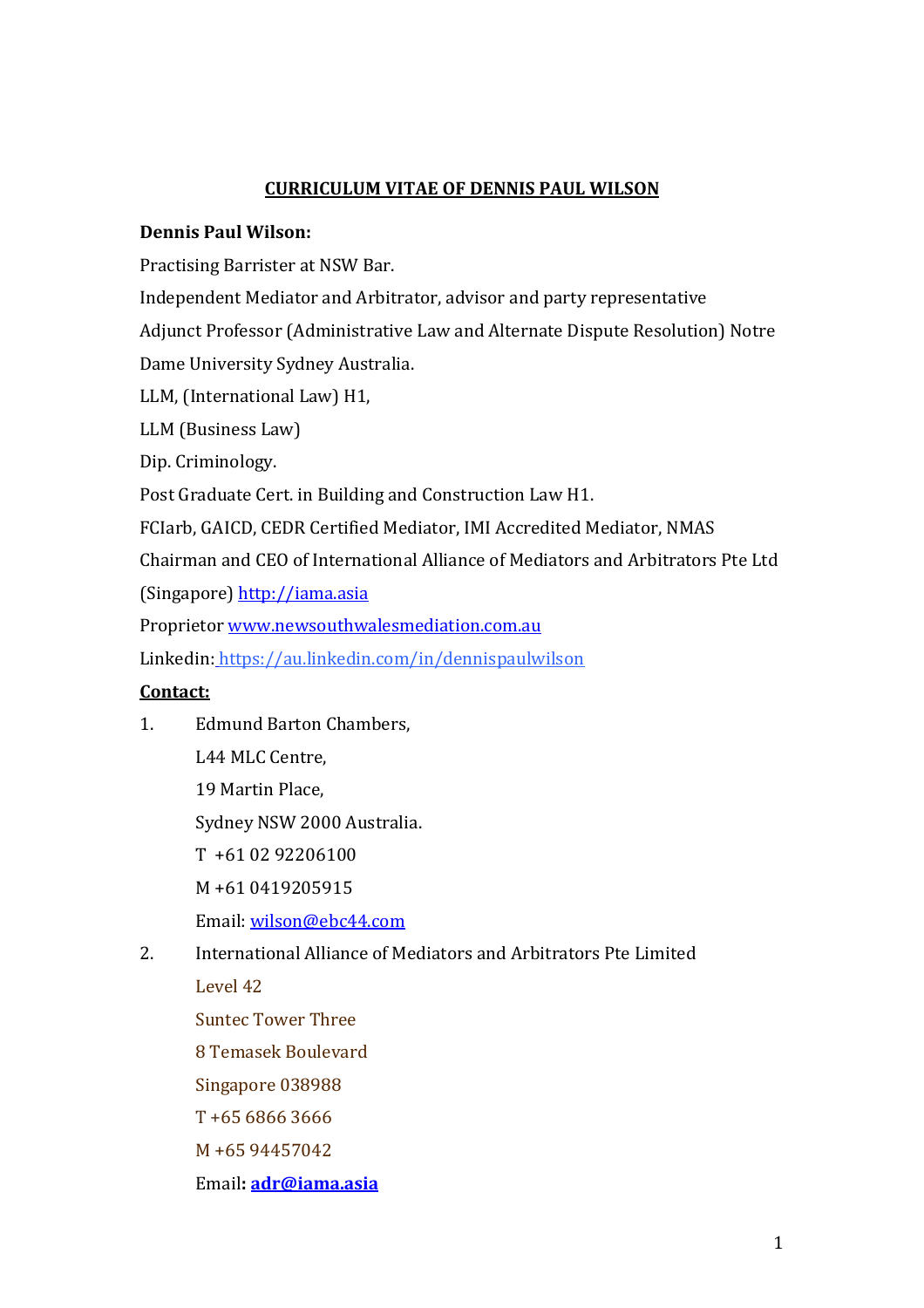# CURRICULUM VITAE OF DENNIS PAUL WILSON

**Dennis Paul Wilson:**

Practising Barrister at NSW Bar.

Independent Mediator and Arbitrator, advisor and party representative

Adjunct Professor (Administrative Law and Alternate Dispute Resolution) Notre Dame University Sydney Australia.

LLM, (International Law) H1,

LLM (Business Law)

Dip. Criminology.

Post Graduate Cert. in Building and Construction Law H1.

FCIarb, GAICD, CEDR Certified Mediator, IMI Accredited Mediator, NMAS

Chairman and CEO of International Alliance of Mediators and Arbitrators Pte Ltd (Singapore) http://iama.asia

Proprietor www.newsouthwalesmediation.com.au

Linkedin: https://au.linkedin.com/in/dennispaulwilson

**Contact:**

1. Edmund Barton Chambers,
   L44 MLC Centre,
   19 Martin Place,
   Sydney NSW 2000 Australia.
   T +61 02 92206100
   M +61 0419205915
   Email: wilson@ebc44.com

2. International Alliance of Mediators and Arbitrators Pte Limited
   Level 42
   Suntec Tower Three
   8 Temasek Boulevard
   Singapore 038988
   T +65 6866 3666
   M +65 94457042
   Email: **adr@iama.asia**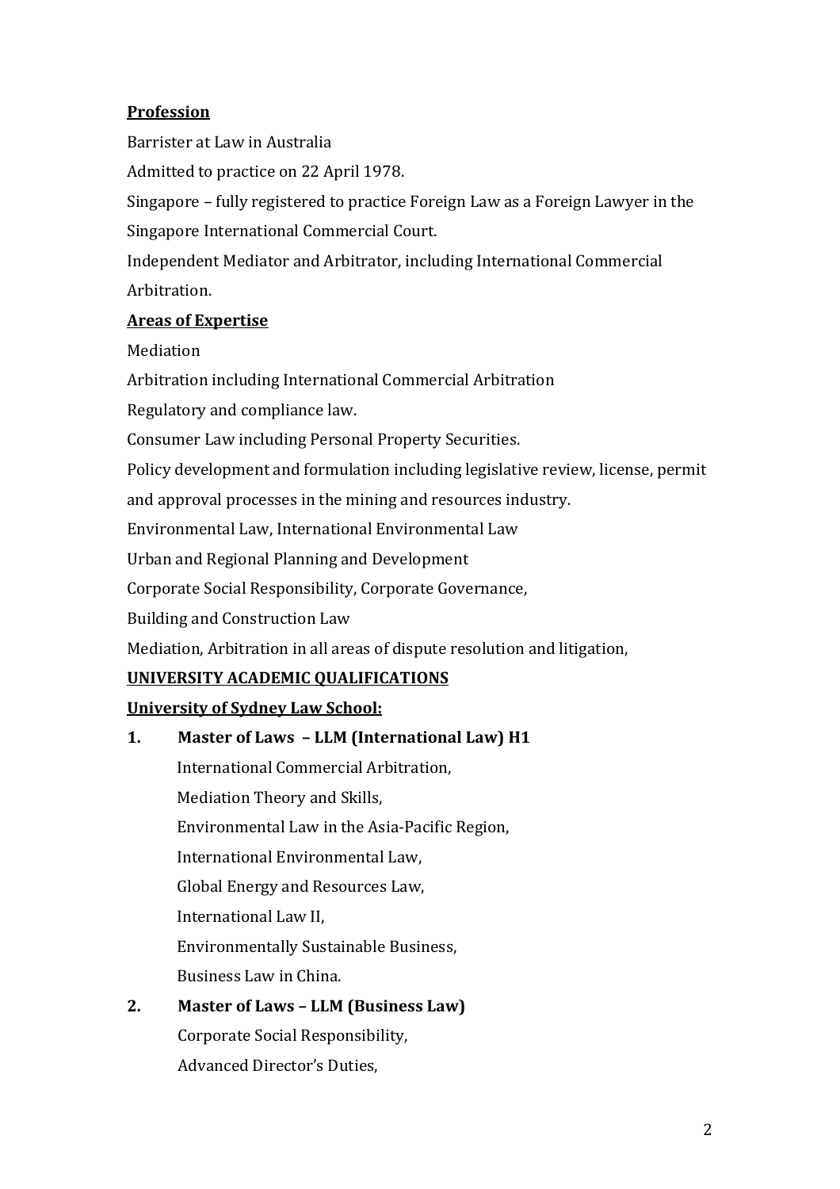**Profession**

Barrister at Law in Australia

Admitted to practice on 22 April 1978.

Singapore – fully registered to practice Foreign Law as a Foreign Lawyer in the Singapore International Commercial Court.

Independent Mediator and Arbitrator, including International Commercial Arbitration.

**Areas of Expertise**

Mediation

Arbitration including International Commercial Arbitration

Regulatory and compliance law.

Consumer Law including Personal Property Securities.

Policy development and formulation including legislative review, license, permit and approval processes in the mining and resources industry.

Environmental Law, International Environmental Law

Urban and Regional Planning and Development

Corporate Social Responsibility, Corporate Governance,

Building and Construction Law

Mediation, Arbitration in all areas of dispute resolution and litigation,

**UNIVERSITY ACADEMIC QUALIFICATIONS**

**University of Sydney Law School:**

1. **Master of Laws – LLM (International Law) H1**

   International Commercial Arbitration,

   Mediation Theory and Skills,

   Environmental Law in the Asia-Pacific Region,

   International Environmental Law,

   Global Energy and Resources Law,

   International Law II,

   Environmentally Sustainable Business,

   Business Law in China.

2. **Master of Laws – LLM (Business Law)**

   Corporate Social Responsibility,

   Advanced Director's Duties,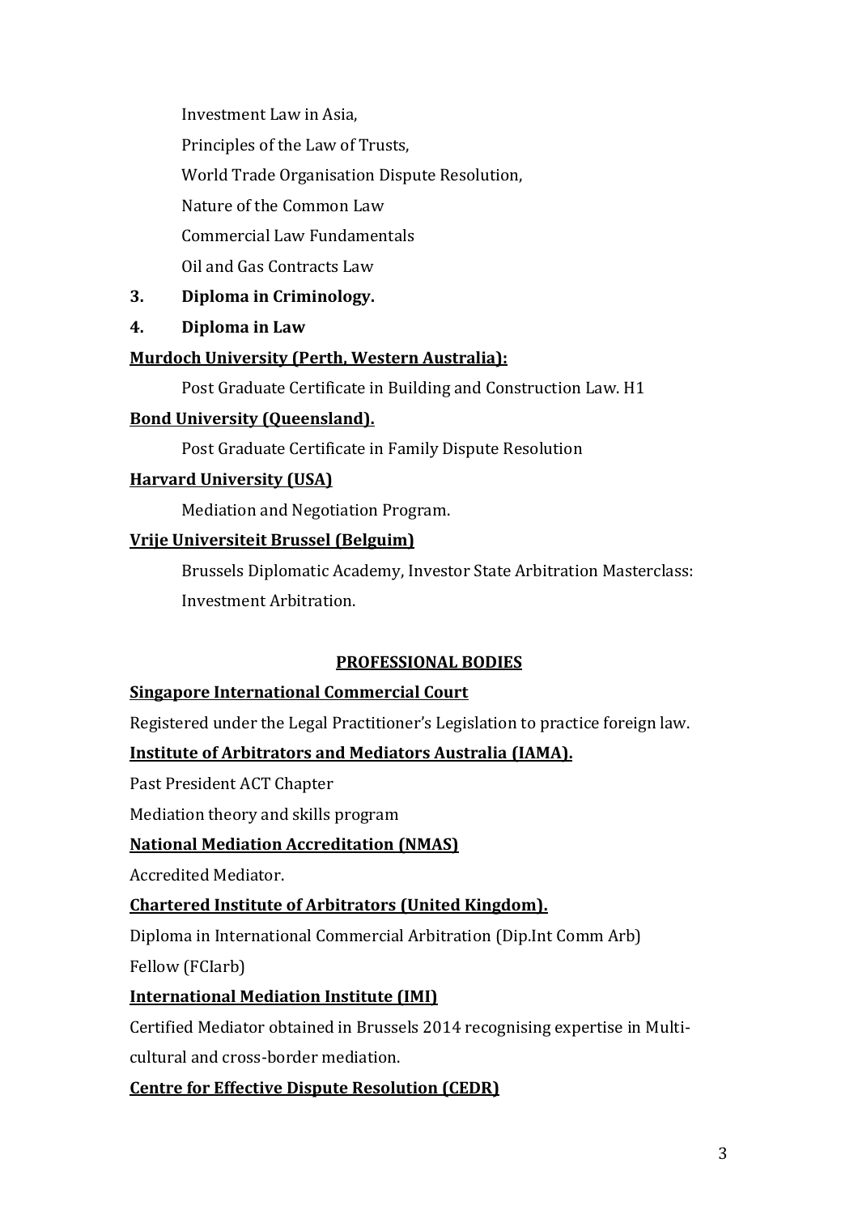Investment Law in Asia,

Principles of the Law of Trusts,

World Trade Organisation Dispute Resolution,

Nature of the Common Law

Commercial Law Fundamentals

Oil and Gas Contracts Law

**3. Diploma in Criminology.**

**4. Diploma in Law**

**Murdoch University (Perth, Western Australia):**

Post Graduate Certificate in Building and Construction Law. H1

**Bond University (Queensland).**

Post Graduate Certificate in Family Dispute Resolution

**Harvard University (USA)**

Mediation and Negotiation Program.

**Vrije Universiteit Brussel (Belguim)**

Brussels Diplomatic Academy, Investor State Arbitration Masterclass: Investment Arbitration.

## PROFESSIONAL BODIES

**Singapore International Commercial Court**

Registered under the Legal Practitioner's Legislation to practice foreign law.

**Institute of Arbitrators and Mediators Australia (IAMA).**

Past President ACT Chapter

Mediation theory and skills program

**National Mediation Accreditation (NMAS)**

Accredited Mediator.

**Chartered Institute of Arbitrators (United Kingdom).**

Diploma in International Commercial Arbitration (Dip.Int Comm Arb)

Fellow (FCIarb)

**International Mediation Institute (IMI)**

Certified Mediator obtained in Brussels 2014 recognising expertise in Multi-cultural and cross-border mediation.

**Centre for Effective Dispute Resolution (CEDR)**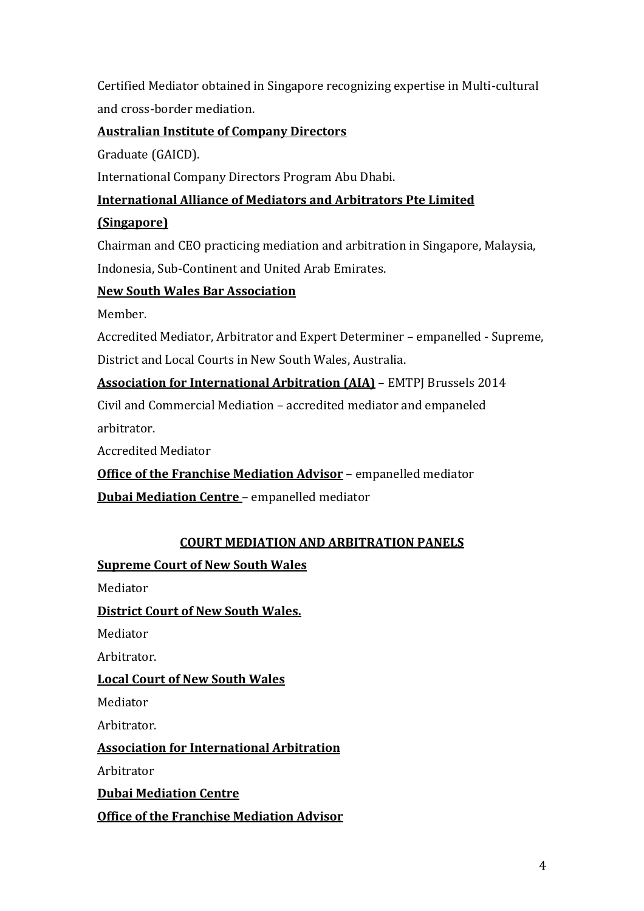Certified Mediator obtained in Singapore recognizing expertise in Multi-cultural and cross-border mediation.

**Australian Institute of Company Directors**

Graduate (GAICD).

International Company Directors Program Abu Dhabi.

**International Alliance of Mediators and Arbitrators Pte Limited (Singapore)**

Chairman and CEO practicing mediation and arbitration in Singapore, Malaysia, Indonesia, Sub-Continent and United Arab Emirates.

**New South Wales Bar Association**

Member.

Accredited Mediator, Arbitrator and Expert Determiner – empanelled - Supreme, District and Local Courts in New South Wales, Australia.

**Association for International Arbitration (AIA)** – EMTPJ Brussels 2014

Civil and Commercial Mediation – accredited mediator and empaneled arbitrator.

Accredited Mediator

**Office of the Franchise Mediation Advisor** – empanelled mediator

**Dubai Mediation Centre** – empanelled mediator

## COURT MEDIATION AND ARBITRATION PANELS

**Supreme Court of New South Wales**

Mediator

**District Court of New South Wales.**

Mediator

Arbitrator.

**Local Court of New South Wales**

Mediator

Arbitrator.

**Association for International Arbitration**

Arbitrator

**Dubai Mediation Centre**

**Office of the Franchise Mediation Advisor**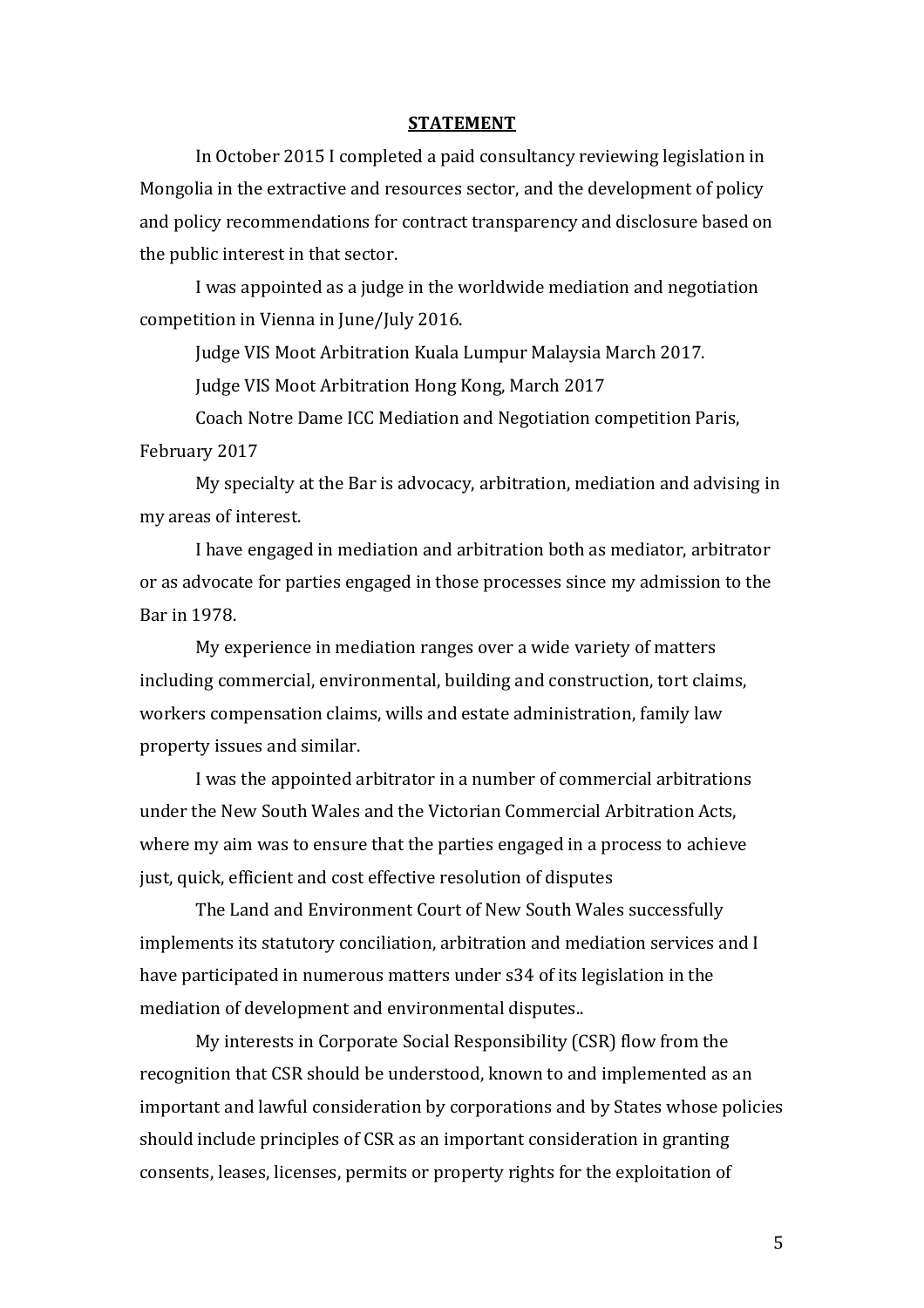## STATEMENT

In October 2015 I completed a paid consultancy reviewing legislation in Mongolia in the extractive and resources sector, and the development of policy and policy recommendations for contract transparency and disclosure based on the public interest in that sector.

I was appointed as a judge in the worldwide mediation and negotiation competition in Vienna in June/July 2016.

Judge VIS Moot Arbitration Kuala Lumpur Malaysia March 2017.

Judge VIS Moot Arbitration Hong Kong, March 2017

Coach Notre Dame ICC Mediation and Negotiation competition Paris, February 2017

My specialty at the Bar is advocacy, arbitration, mediation and advising in my areas of interest.

I have engaged in mediation and arbitration both as mediator, arbitrator or as advocate for parties engaged in those processes since my admission to the Bar in 1978.

My experience in mediation ranges over a wide variety of matters including commercial, environmental, building and construction, tort claims, workers compensation claims, wills and estate administration, family law property issues and similar.

I was the appointed arbitrator in a number of commercial arbitrations under the New South Wales and the Victorian Commercial Arbitration Acts, where my aim was to ensure that the parties engaged in a process to achieve just, quick, efficient and cost effective resolution of disputes

The Land and Environment Court of New South Wales successfully implements its statutory conciliation, arbitration and mediation services and I have participated in numerous matters under s34 of its legislation in the mediation of development and environmental disputes..

My interests in Corporate Social Responsibility (CSR) flow from the recognition that CSR should be understood, known to and implemented as an important and lawful consideration by corporations and by States whose policies should include principles of CSR as an important consideration in granting consents, leases, licenses, permits or property rights for the exploitation of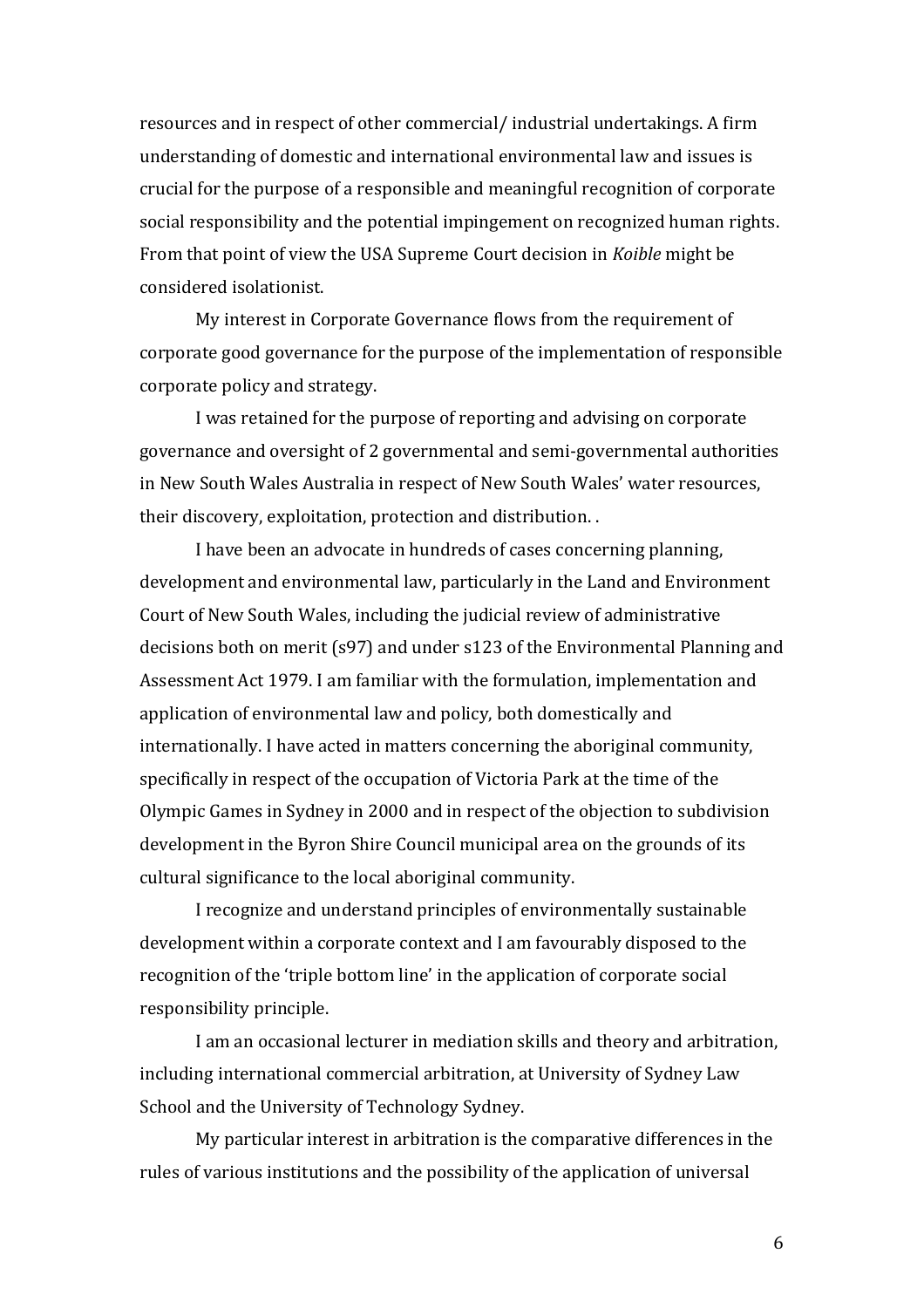resources and in respect of other commercial/ industrial undertakings. A firm understanding of domestic and international environmental law and issues is crucial for the purpose of a responsible and meaningful recognition of corporate social responsibility and the potential impingement on recognized human rights. From that point of view the USA Supreme Court decision in *Koible* might be considered isolationist.

My interest in Corporate Governance flows from the requirement of corporate good governance for the purpose of the implementation of responsible corporate policy and strategy.

I was retained for the purpose of reporting and advising on corporate governance and oversight of 2 governmental and semi-governmental authorities in New South Wales Australia in respect of New South Wales' water resources, their discovery, exploitation, protection and distribution. .

I have been an advocate in hundreds of cases concerning planning, development and environmental law, particularly in the Land and Environment Court of New South Wales, including the judicial review of administrative decisions both on merit (s97) and under s123 of the Environmental Planning and Assessment Act 1979. I am familiar with the formulation, implementation and application of environmental law and policy, both domestically and internationally. I have acted in matters concerning the aboriginal community, specifically in respect of the occupation of Victoria Park at the time of the Olympic Games in Sydney in 2000 and in respect of the objection to subdivision development in the Byron Shire Council municipal area on the grounds of its cultural significance to the local aboriginal community.

I recognize and understand principles of environmentally sustainable development within a corporate context and I am favourably disposed to the recognition of the 'triple bottom line' in the application of corporate social responsibility principle.

I am an occasional lecturer in mediation skills and theory and arbitration, including international commercial arbitration, at University of Sydney Law School and the University of Technology Sydney.

My particular interest in arbitration is the comparative differences in the rules of various institutions and the possibility of the application of universal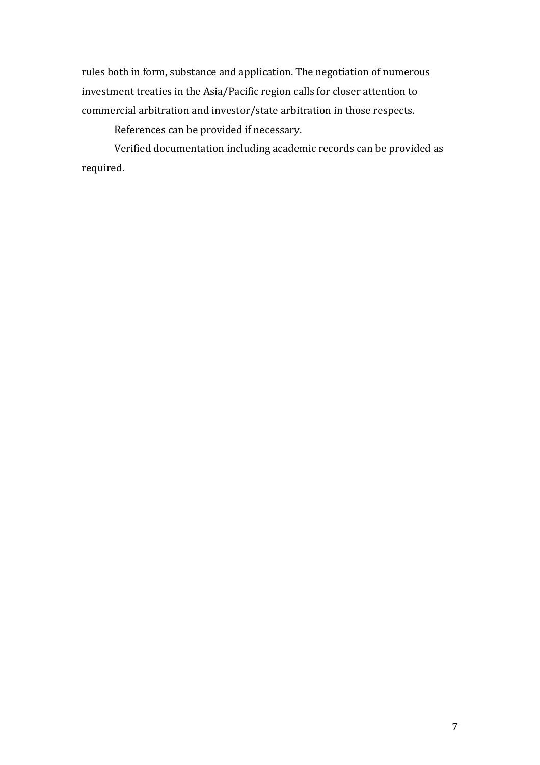rules both in form, substance and application. The negotiation of numerous investment treaties in the Asia/Pacific region calls for closer attention to commercial arbitration and investor/state arbitration in those respects.

References can be provided if necessary.

Verified documentation including academic records can be provided as required.